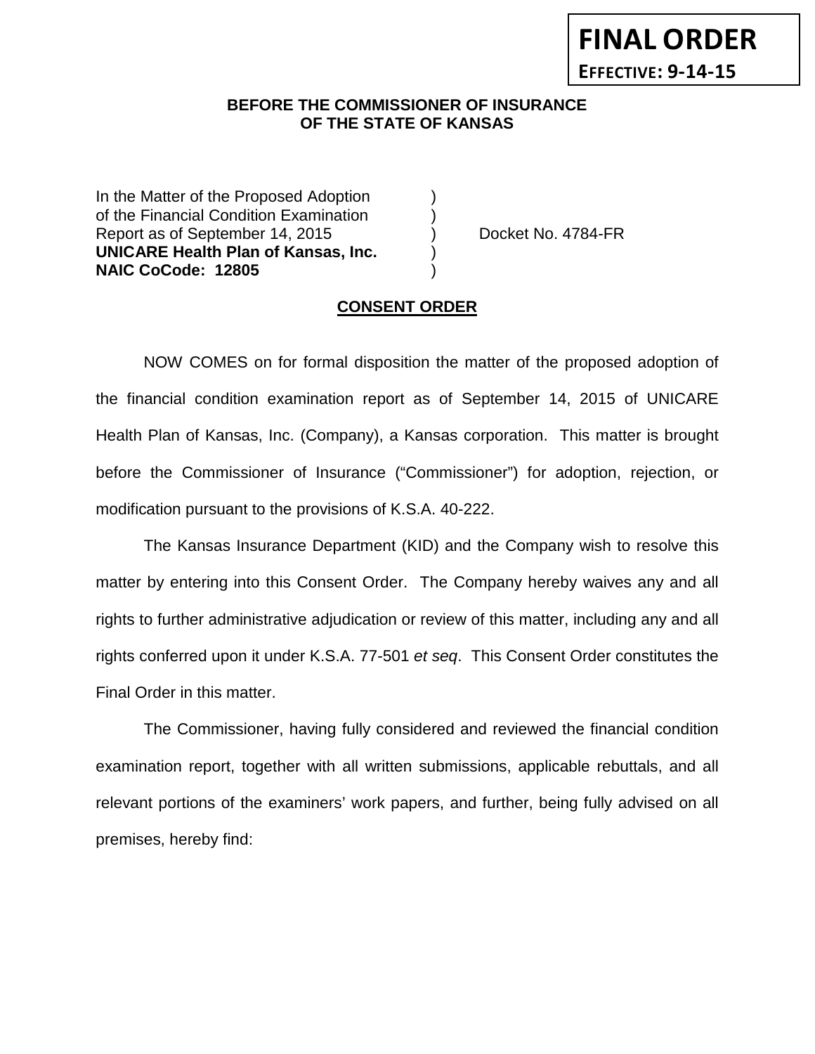**FINAL ORDER**
**EFFECTIVE: 9-14-15**

**BEFORE THE COMMISSIONER OF INSURANCE**
**OF THE STATE OF KANSAS**

| | | |
|---|---|---|
| In the Matter of the Proposed Adoption | ) | |
| of the Financial Condition Examination | ) | |
| Report as of September 14, 2015 | ) | Docket No. 4784-FR |
| **UNICARE Health Plan of Kansas, Inc.** | ) | |
| **NAIC CoCode: 12805** | ) | |

**CONSENT ORDER**

NOW COMES on for formal disposition the matter of the proposed adoption of the financial condition examination report as of September 14, 2015 of UNICARE Health Plan of Kansas, Inc. (Company), a Kansas corporation. This matter is brought before the Commissioner of Insurance ("Commissioner") for adoption, rejection, or modification pursuant to the provisions of K.S.A. 40-222.

The Kansas Insurance Department (KID) and the Company wish to resolve this matter by entering into this Consent Order. The Company hereby waives any and all rights to further administrative adjudication or review of this matter, including any and all rights conferred upon it under K.S.A. 77-501 *et seq*. This Consent Order constitutes the Final Order in this matter.

The Commissioner, having fully considered and reviewed the financial condition examination report, together with all written submissions, applicable rebuttals, and all relevant portions of the examiners' work papers, and further, being fully advised on all premises, hereby find: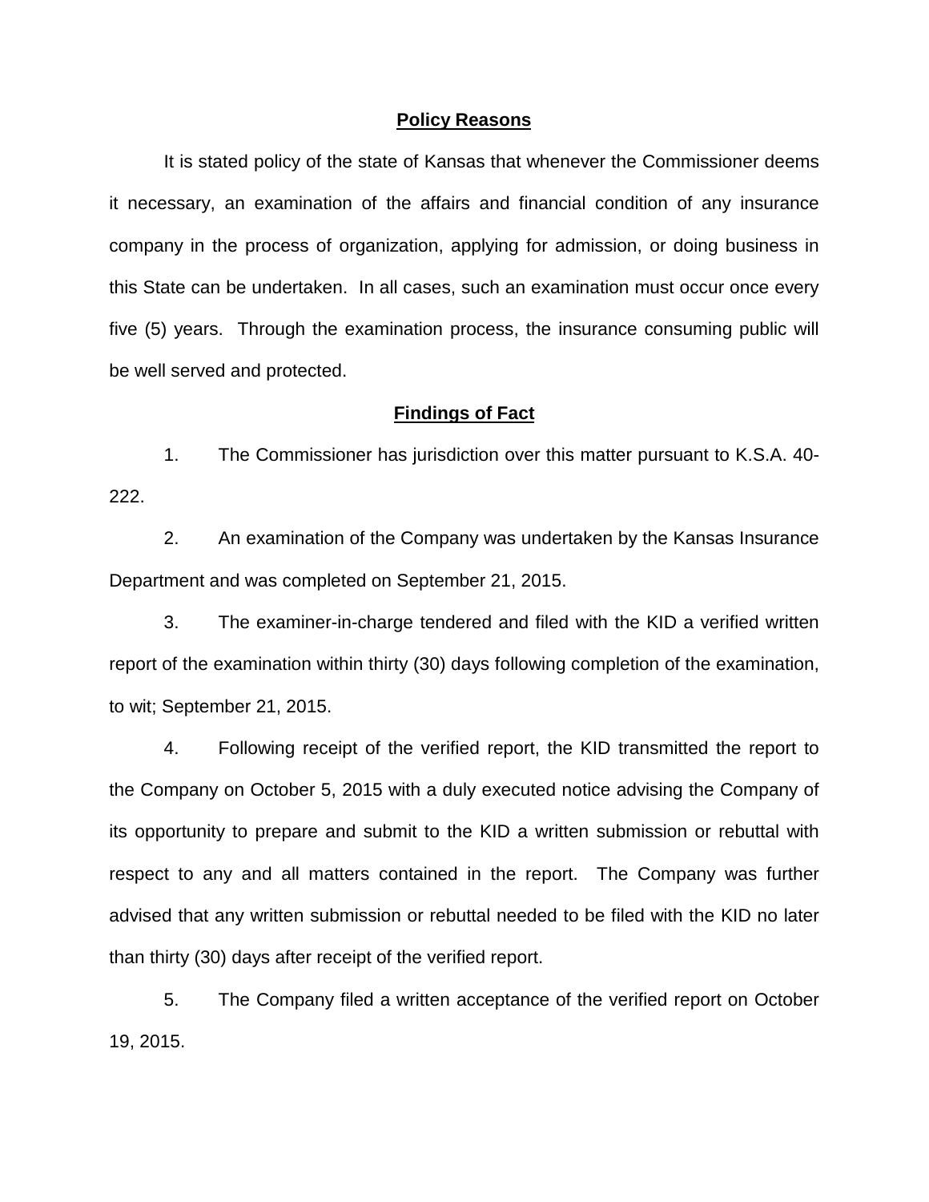## Policy Reasons

It is stated policy of the state of Kansas that whenever the Commissioner deems it necessary, an examination of the affairs and financial condition of any insurance company in the process of organization, applying for admission, or doing business in this State can be undertaken. In all cases, such an examination must occur once every five (5) years. Through the examination process, the insurance consuming public will be well served and protected.

## Findings of Fact

1. The Commissioner has jurisdiction over this matter pursuant to K.S.A. 40-222.

2. An examination of the Company was undertaken by the Kansas Insurance Department and was completed on September 21, 2015.

3. The examiner-in-charge tendered and filed with the KID a verified written report of the examination within thirty (30) days following completion of the examination, to wit; September 21, 2015.

4. Following receipt of the verified report, the KID transmitted the report to the Company on October 5, 2015 with a duly executed notice advising the Company of its opportunity to prepare and submit to the KID a written submission or rebuttal with respect to any and all matters contained in the report. The Company was further advised that any written submission or rebuttal needed to be filed with the KID no later than thirty (30) days after receipt of the verified report.

5. The Company filed a written acceptance of the verified report on October 19, 2015.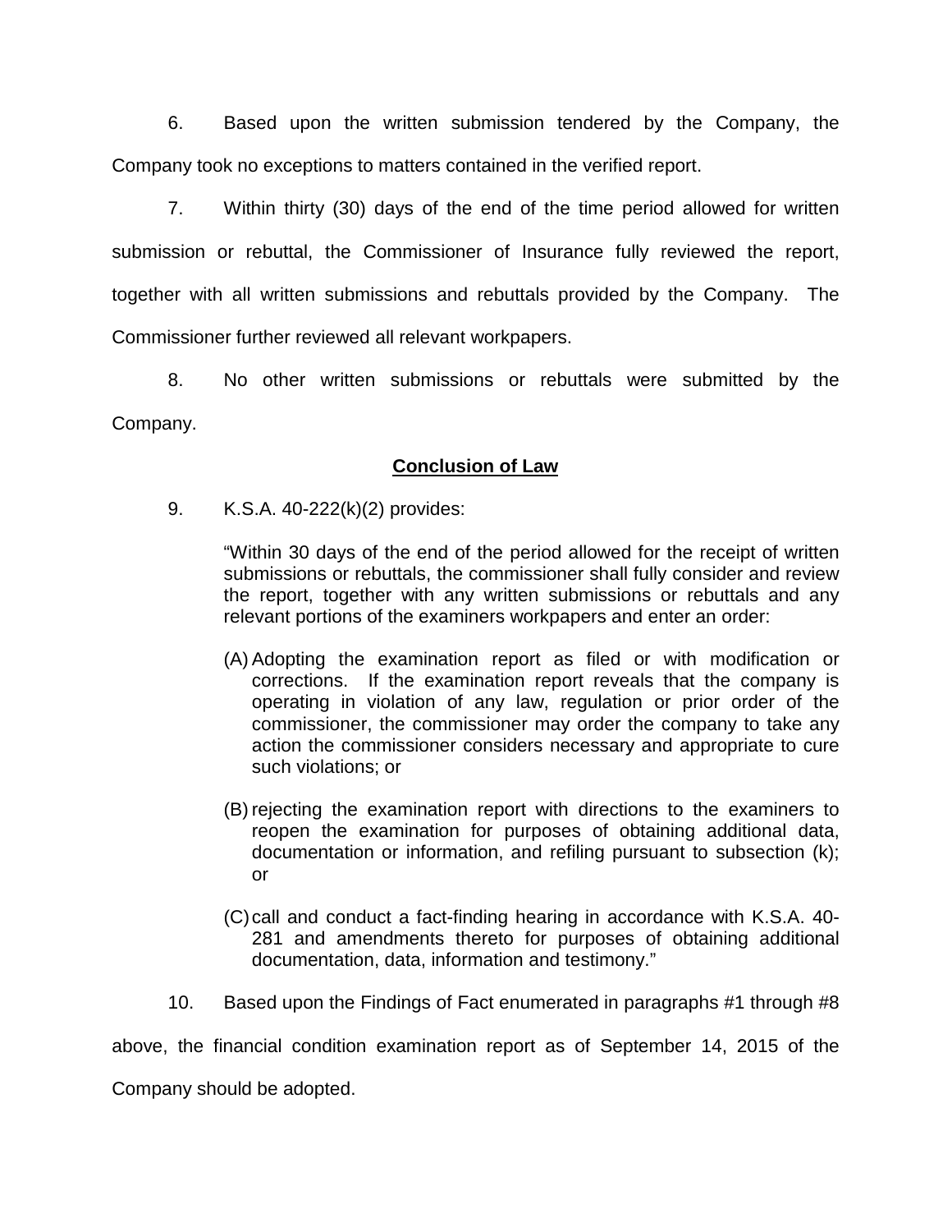6. Based upon the written submission tendered by the Company, the Company took no exceptions to matters contained in the verified report.

7. Within thirty (30) days of the end of the time period allowed for written submission or rebuttal, the Commissioner of Insurance fully reviewed the report, together with all written submissions and rebuttals provided by the Company. The Commissioner further reviewed all relevant workpapers.

8. No other written submissions or rebuttals were submitted by the Company.

**Conclusion of Law**

9. K.S.A. 40-222(k)(2) provides:

> "Within 30 days of the end of the period allowed for the receipt of written submissions or rebuttals, the commissioner shall fully consider and review the report, together with any written submissions or rebuttals and any relevant portions of the examiners workpapers and enter an order:
>
> (A) Adopting the examination report as filed or with modification or corrections. If the examination report reveals that the company is operating in violation of any law, regulation or prior order of the commissioner, the commissioner may order the company to take any action the commissioner considers necessary and appropriate to cure such violations; or
>
> (B) rejecting the examination report with directions to the examiners to reopen the examination for purposes of obtaining additional data, documentation or information, and refiling pursuant to subsection (k); or
>
> (C) call and conduct a fact-finding hearing in accordance with K.S.A. 40-281 and amendments thereto for purposes of obtaining additional documentation, data, information and testimony."

10. Based upon the Findings of Fact enumerated in paragraphs #1 through #8 above, the financial condition examination report as of September 14, 2015 of the Company should be adopted.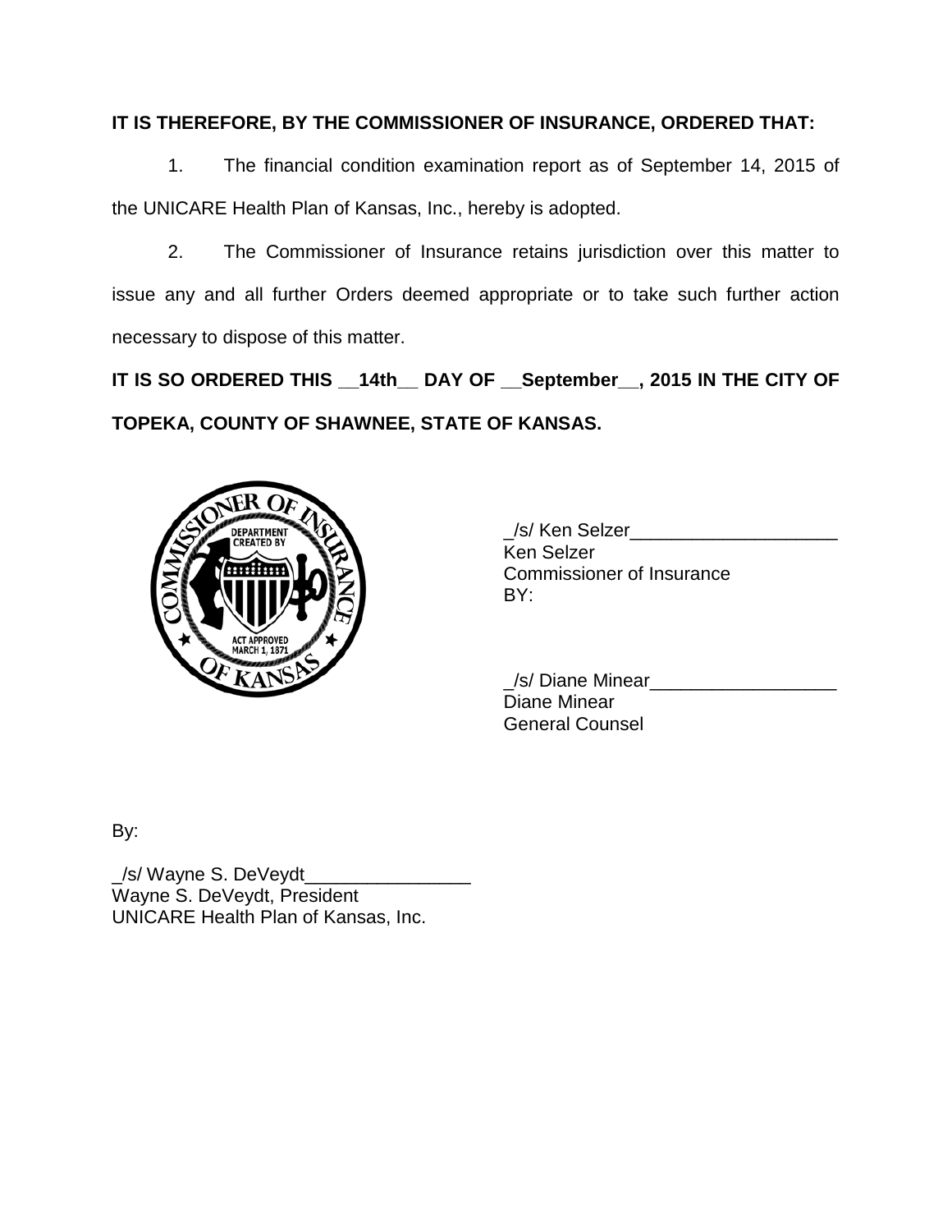**IT IS THEREFORE, BY THE COMMISSIONER OF INSURANCE, ORDERED THAT:**

1. The financial condition examination report as of September 14, 2015 of the UNICARE Health Plan of Kansas, Inc., hereby is adopted.

2. The Commissioner of Insurance retains jurisdiction over this matter to issue any and all further Orders deemed appropriate or to take such further action necessary to dispose of this matter.

**IT IS SO ORDERED THIS __14th__ DAY OF __September__, 2015 IN THE CITY OF TOPEKA, COUNTY OF SHAWNEE, STATE OF KANSAS.**

_/s/ Ken Selzer____________________
Ken Selzer
Commissioner of Insurance
BY:

_/s/ Diane Minear__________________
Diane Minear
General Counsel

By:

_/s/ Wayne S. DeVeydt________________
Wayne S. DeVeydt, President
UNICARE Health Plan of Kansas, Inc.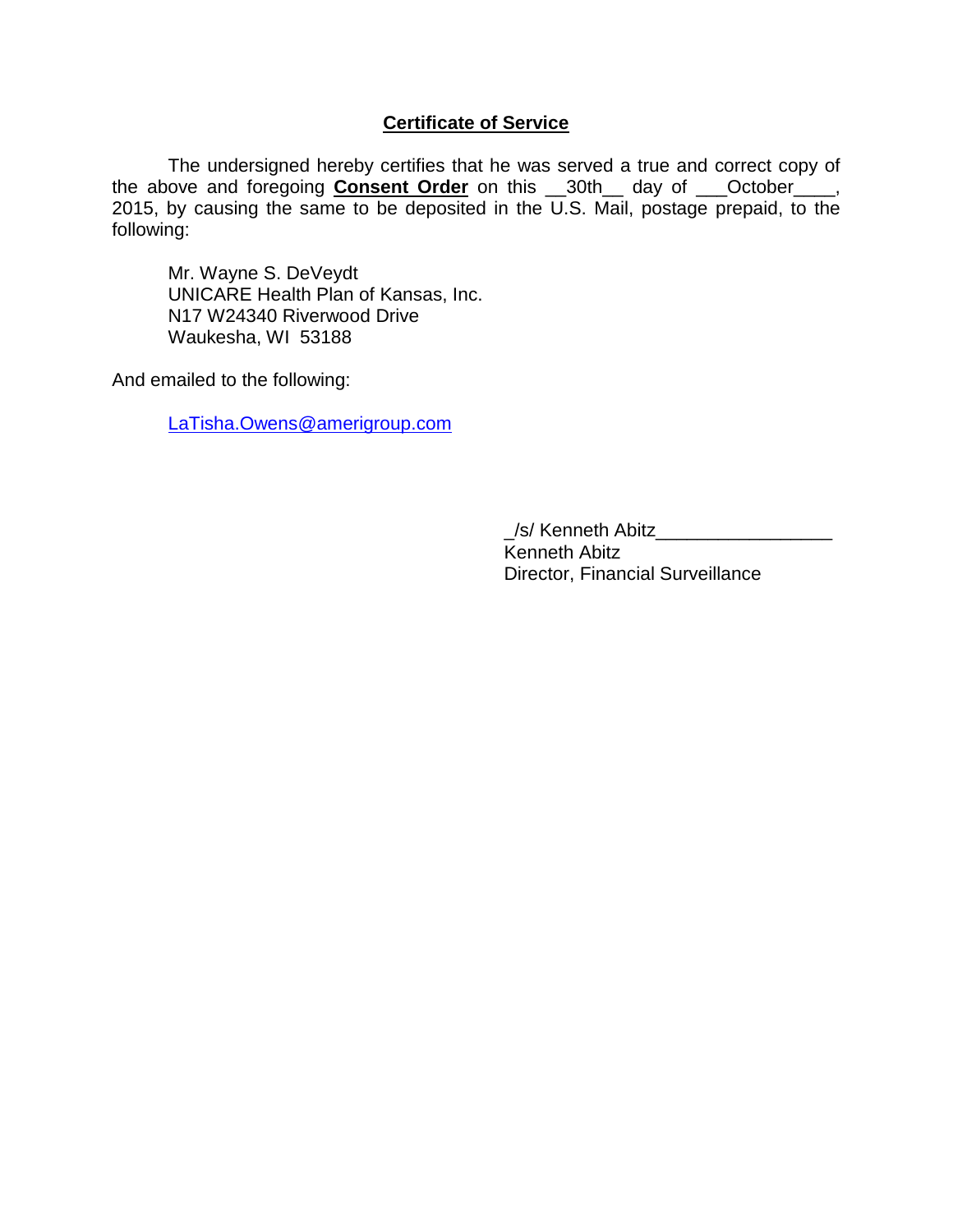## **Certificate of Service**

The undersigned hereby certifies that he was served a true and correct copy of the above and foregoing **Consent Order** on this __30th__ day of ___October____, 2015, by causing the same to be deposited in the U.S. Mail, postage prepaid, to the following:

Mr. Wayne S. DeVeydt  
UNICARE Health Plan of Kansas, Inc.  
N17 W24340 Riverwood Drive  
Waukesha, WI 53188

And emailed to the following:

LaTisha.Owens@amerigroup.com

_/s/ Kenneth Abitz_________________  
Kenneth Abitz  
Director, Financial Surveillance